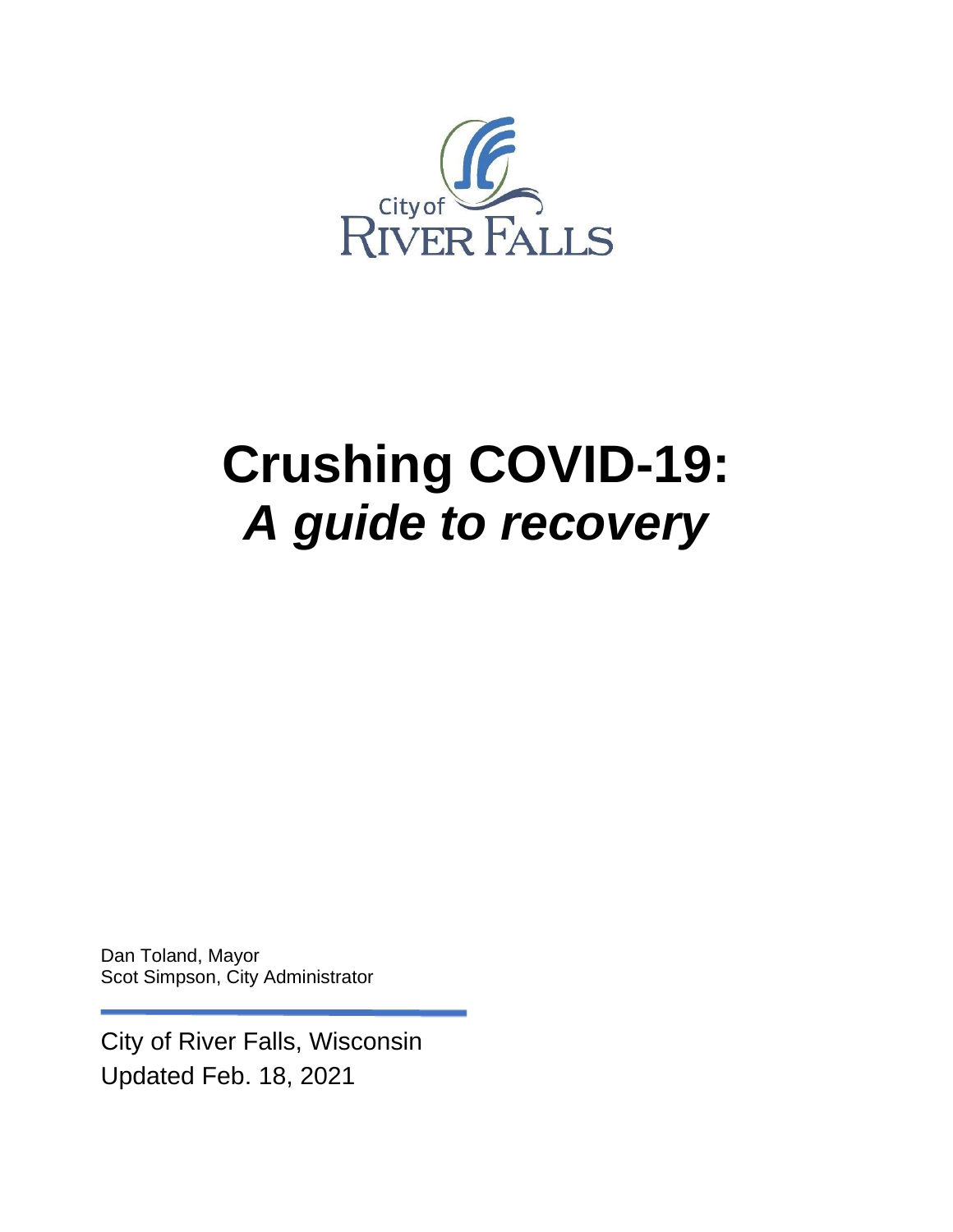City of
RIVER FALLS

# Crushing COVID-19:
## *A guide to recovery*

Dan Toland, Mayor
Scot Simpson, City Administrator

City of River Falls, Wisconsin
Updated Feb. 18, 2021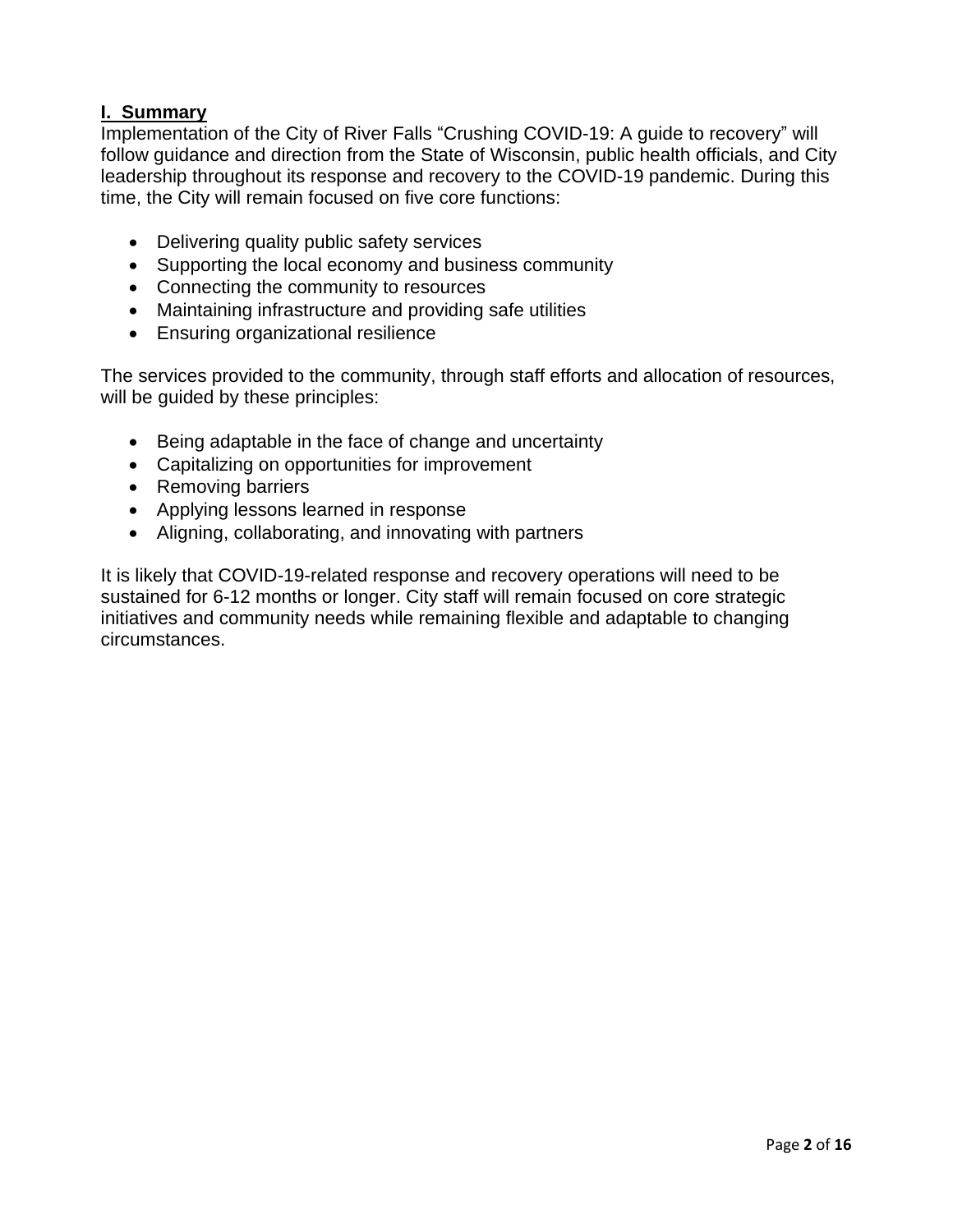## I. Summary

Implementation of the City of River Falls "Crushing COVID-19: A guide to recovery" will follow guidance and direction from the State of Wisconsin, public health officials, and City leadership throughout its response and recovery to the COVID-19 pandemic. During this time, the City will remain focused on five core functions:

- Delivering quality public safety services
- Supporting the local economy and business community
- Connecting the community to resources
- Maintaining infrastructure and providing safe utilities
- Ensuring organizational resilience

The services provided to the community, through staff efforts and allocation of resources, will be guided by these principles:

- Being adaptable in the face of change and uncertainty
- Capitalizing on opportunities for improvement
- Removing barriers
- Applying lessons learned in response
- Aligning, collaborating, and innovating with partners

It is likely that COVID-19-related response and recovery operations will need to be sustained for 6-12 months or longer. City staff will remain focused on core strategic initiatives and community needs while remaining flexible and adaptable to changing circumstances.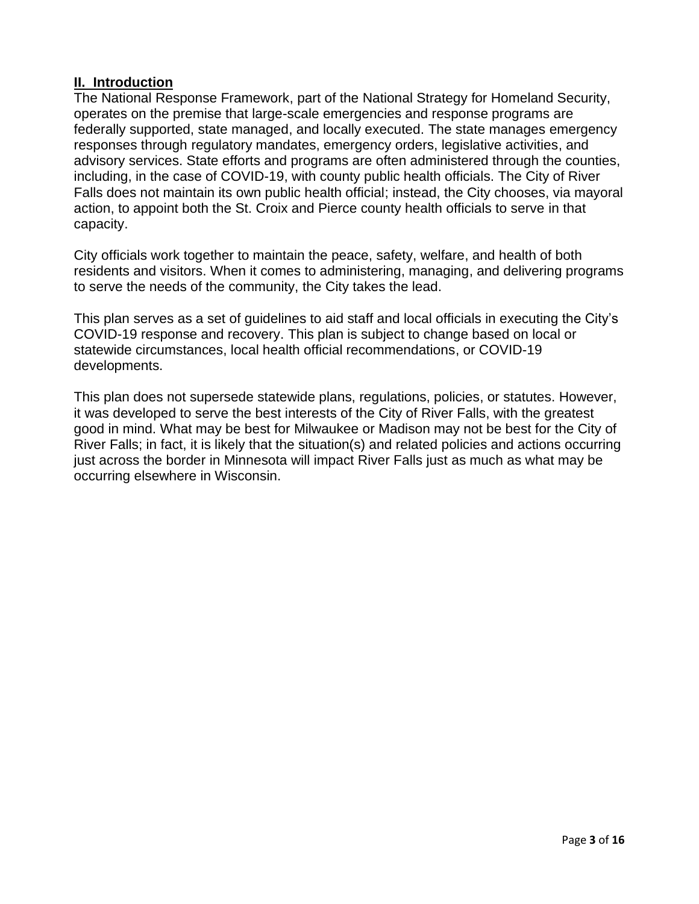## II. Introduction

The National Response Framework, part of the National Strategy for Homeland Security, operates on the premise that large-scale emergencies and response programs are federally supported, state managed, and locally executed. The state manages emergency responses through regulatory mandates, emergency orders, legislative activities, and advisory services. State efforts and programs are often administered through the counties, including, in the case of COVID-19, with county public health officials. The City of River Falls does not maintain its own public health official; instead, the City chooses, via mayoral action, to appoint both the St. Croix and Pierce county health officials to serve in that capacity.

City officials work together to maintain the peace, safety, welfare, and health of both residents and visitors. When it comes to administering, managing, and delivering programs to serve the needs of the community, the City takes the lead.

This plan serves as a set of guidelines to aid staff and local officials in executing the City's COVID-19 response and recovery. This plan is subject to change based on local or statewide circumstances, local health official recommendations, or COVID-19 developments.

This plan does not supersede statewide plans, regulations, policies, or statutes. However, it was developed to serve the best interests of the City of River Falls, with the greatest good in mind. What may be best for Milwaukee or Madison may not be best for the City of River Falls; in fact, it is likely that the situation(s) and related policies and actions occurring just across the border in Minnesota will impact River Falls just as much as what may be occurring elsewhere in Wisconsin.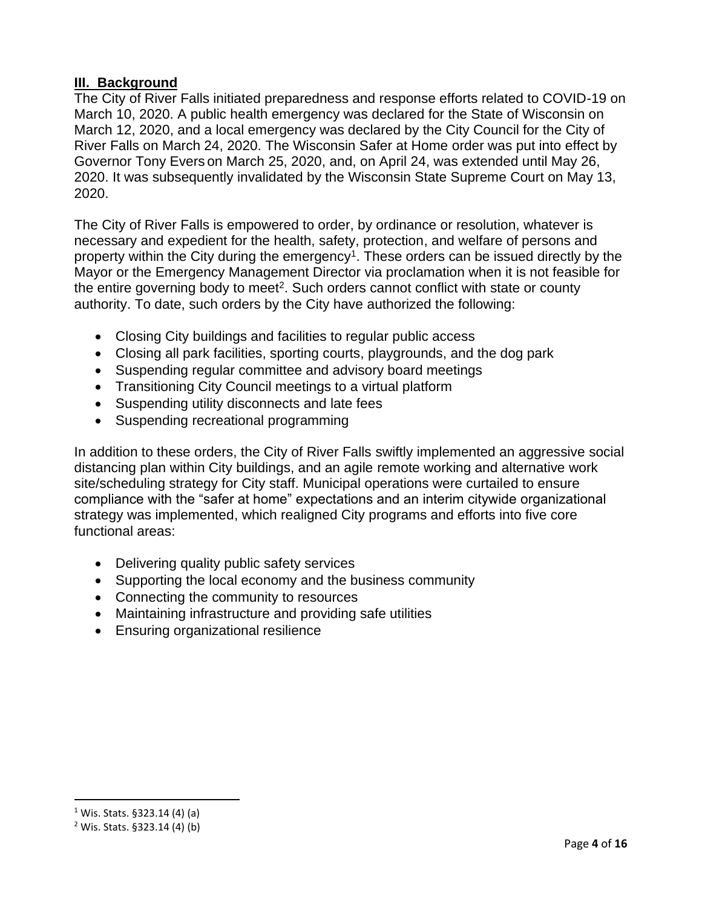## III. Background

The City of River Falls initiated preparedness and response efforts related to COVID-19 on March 10, 2020. A public health emergency was declared for the State of Wisconsin on March 12, 2020, and a local emergency was declared by the City Council for the City of River Falls on March 24, 2020. The Wisconsin Safer at Home order was put into effect by Governor Tony Evers on March 25, 2020, and, on April 24, was extended until May 26, 2020. It was subsequently invalidated by the Wisconsin State Supreme Court on May 13, 2020.

The City of River Falls is empowered to order, by ordinance or resolution, whatever is necessary and expedient for the health, safety, protection, and welfare of persons and property within the City during the emergency[1]. These orders can be issued directly by the Mayor or the Emergency Management Director via proclamation when it is not feasible for the entire governing body to meet[2]. Such orders cannot conflict with state or county authority. To date, such orders by the City have authorized the following:

- Closing City buildings and facilities to regular public access
- Closing all park facilities, sporting courts, playgrounds, and the dog park
- Suspending regular committee and advisory board meetings
- Transitioning City Council meetings to a virtual platform
- Suspending utility disconnects and late fees
- Suspending recreational programming

In addition to these orders, the City of River Falls swiftly implemented an aggressive social distancing plan within City buildings, and an agile remote working and alternative work site/scheduling strategy for City staff. Municipal operations were curtailed to ensure compliance with the "safer at home" expectations and an interim citywide organizational strategy was implemented, which realigned City programs and efforts into five core functional areas:

- Delivering quality public safety services
- Supporting the local economy and the business community
- Connecting the community to resources
- Maintaining infrastructure and providing safe utilities
- Ensuring organizational resilience

[1] Wis. Stats. §323.14 (4) (a)

[2] Wis. Stats. §323.14 (4) (b)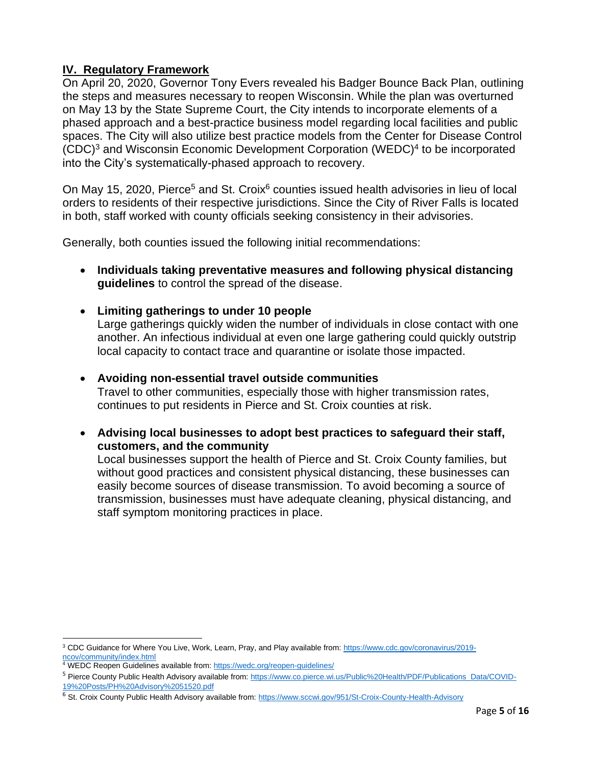## IV. Regulatory Framework

On April 20, 2020, Governor Tony Evers revealed his Badger Bounce Back Plan, outlining the steps and measures necessary to reopen Wisconsin. While the plan was overturned on May 13 by the State Supreme Court, the City intends to incorporate elements of a phased approach and a best-practice business model regarding local facilities and public spaces. The City will also utilize best practice models from the Center for Disease Control (CDC)[3] and Wisconsin Economic Development Corporation (WEDC)[4] to be incorporated into the City's systematically-phased approach to recovery.

On May 15, 2020, Pierce[5] and St. Croix[6] counties issued health advisories in lieu of local orders to residents of their respective jurisdictions. Since the City of River Falls is located in both, staff worked with county officials seeking consistency in their advisories.

Generally, both counties issued the following initial recommendations:

- **Individuals taking preventative measures and following physical distancing guidelines** to control the spread of the disease.
- **Limiting gatherings to under 10 people**
  Large gatherings quickly widen the number of individuals in close contact with one another. An infectious individual at even one large gathering could quickly outstrip local capacity to contact trace and quarantine or isolate those impacted.
- **Avoiding non-essential travel outside communities**
  Travel to other communities, especially those with higher transmission rates, continues to put residents in Pierce and St. Croix counties at risk.
- **Advising local businesses to adopt best practices to safeguard their staff, customers, and the community**
  Local businesses support the health of Pierce and St. Croix County families, but without good practices and consistent physical distancing, these businesses can easily become sources of disease transmission. To avoid becoming a source of transmission, businesses must have adequate cleaning, physical distancing, and staff symptom monitoring practices in place.

---

[3] CDC Guidance for Where You Live, Work, Learn, Pray, and Play available from: https://www.cdc.gov/coronavirus/2019-ncov/community/index.html

[4] WEDC Reopen Guidelines available from: https://wedc.org/reopen-guidelines/

[5] Pierce County Public Health Advisory available from: https://www.co.pierce.wi.us/Public%20Health/PDF/Publications_Data/COVID-19%20Posts/PH%20Advisory%2051520.pdf

[6] St. Croix County Public Health Advisory available from: https://www.sccwi.gov/951/St-Croix-County-Health-Advisory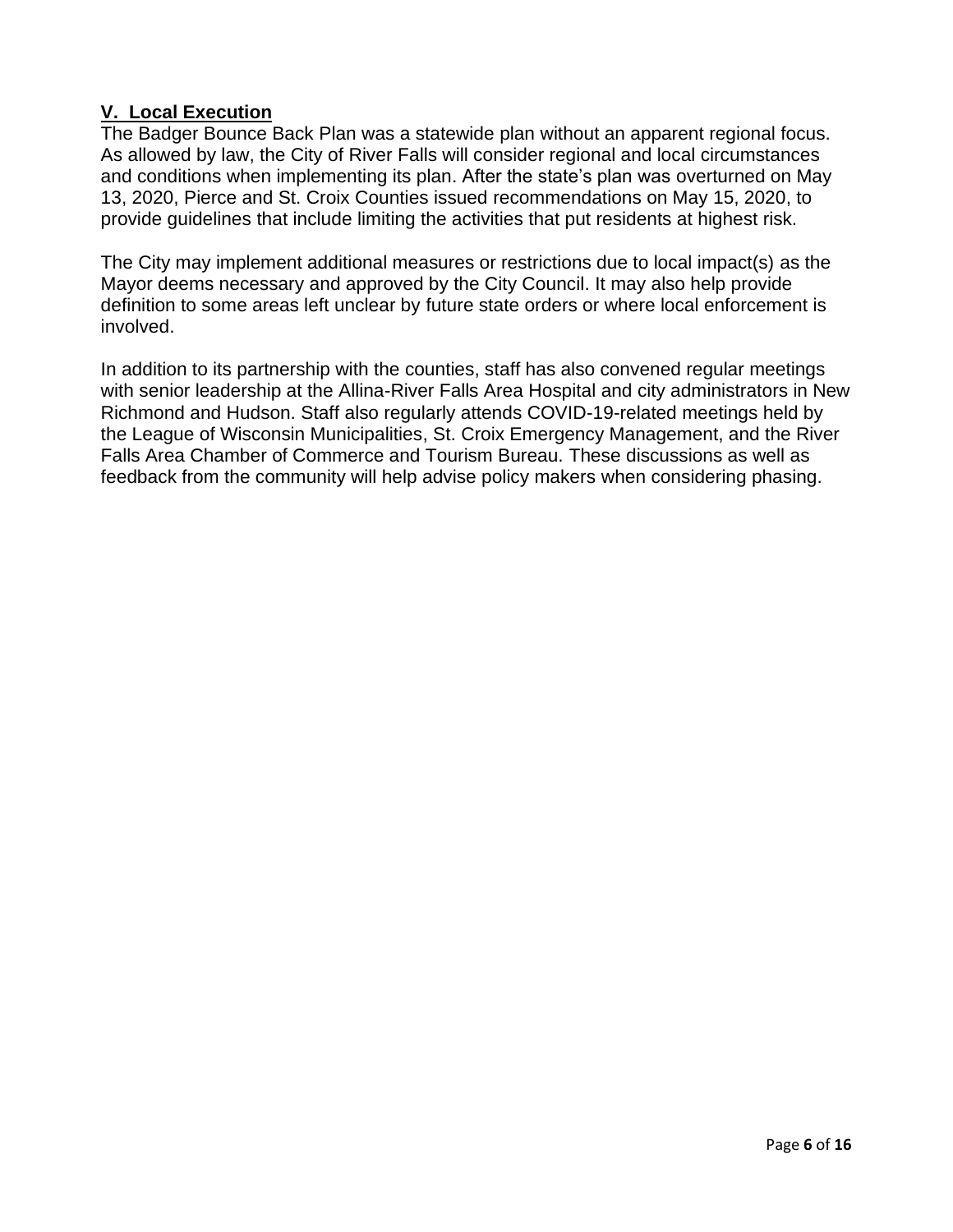## V. Local Execution

The Badger Bounce Back Plan was a statewide plan without an apparent regional focus. As allowed by law, the City of River Falls will consider regional and local circumstances and conditions when implementing its plan. After the state's plan was overturned on May 13, 2020, Pierce and St. Croix Counties issued recommendations on May 15, 2020, to provide guidelines that include limiting the activities that put residents at highest risk.

The City may implement additional measures or restrictions due to local impact(s) as the Mayor deems necessary and approved by the City Council. It may also help provide definition to some areas left unclear by future state orders or where local enforcement is involved.

In addition to its partnership with the counties, staff has also convened regular meetings with senior leadership at the Allina-River Falls Area Hospital and city administrators in New Richmond and Hudson. Staff also regularly attends COVID-19-related meetings held by the League of Wisconsin Municipalities, St. Croix Emergency Management, and the River Falls Area Chamber of Commerce and Tourism Bureau. These discussions as well as feedback from the community will help advise policy makers when considering phasing.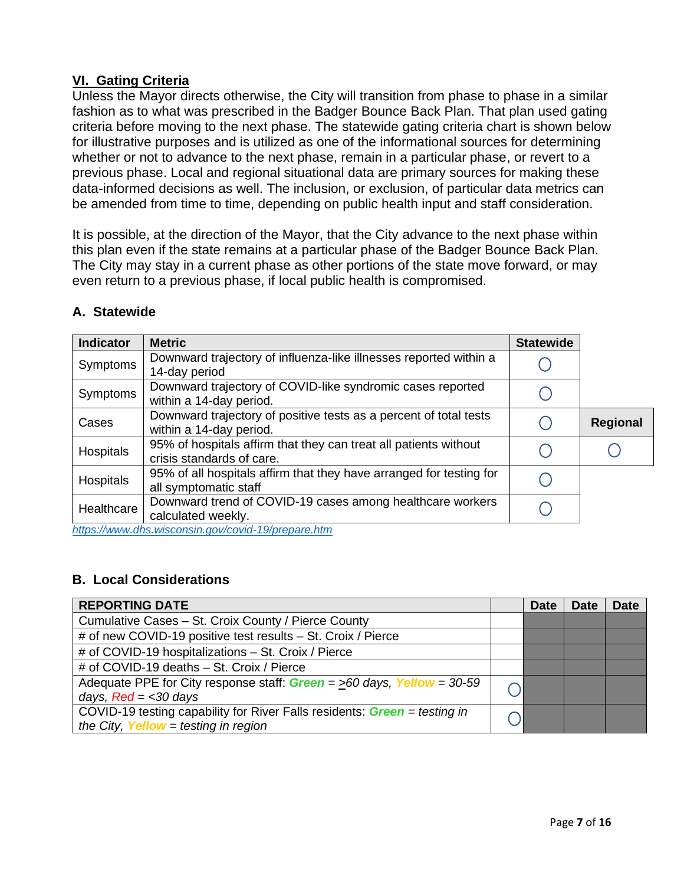## VI. Gating Criteria

Unless the Mayor directs otherwise, the City will transition from phase to phase in a similar fashion as to what was prescribed in the Badger Bounce Back Plan. That plan used gating criteria before moving to the next phase. The statewide gating criteria chart is shown below for illustrative purposes and is utilized as one of the informational sources for determining whether or not to advance to the next phase, remain in a particular phase, or revert to a previous phase. Local and regional situational data are primary sources for making these data-informed decisions as well. The inclusion, or exclusion, of particular data metrics can be amended from time to time, depending on public health input and staff consideration.

It is possible, at the direction of the Mayor, that the City advance to the next phase within this plan even if the state remains at a particular phase of the Badger Bounce Back Plan. The City may stay in a current phase as other portions of the state move forward, or may even return to a previous phase, if local public health is compromised.

### A. Statewide

| Indicator | Metric | Statewide | Regional |
|---|---|---|---|
| Symptoms | Downward trajectory of influenza-like illnesses reported within a 14-day period | ○ | |
| Symptoms | Downward trajectory of COVID-like syndromic cases reported within a 14-day period. | ○ | |
| Cases | Downward trajectory of positive tests as a percent of total tests within a 14-day period. | ○ | |
| Hospitals | 95% of hospitals affirm that they can treat all patients without crisis standards of care. | ○ | ○ |
| Hospitals | 95% of all hospitals affirm that they have arranged for testing for all symptomatic staff | ○ | |
| Healthcare | Downward trend of COVID-19 cases among healthcare workers calculated weekly. | ○ | |

*https://www.dhs.wisconsin.gov/covid-19/prepare.htm*

### B. Local Considerations

| REPORTING DATE | | Date | Date | Date |
|---|---|---|---|---|
| Cumulative Cases – St. Croix County / Pierce County | | | | |
| # of new COVID-19 positive test results – St. Croix / Pierce | | | | |
| # of COVID-19 hospitalizations – St. Croix / Pierce | | | | |
| # of COVID-19 deaths – St. Croix / Pierce | | | | |
| Adequate PPE for City response staff: ***Green*** = *≥60 days,* ***Yellow*** = *30-59 days, Red = <30 days* | ○ | | | |
| COVID-19 testing capability for River Falls residents: ***Green*** = *testing in the City,* ***Yellow*** = *testing in region* | ○ | | | |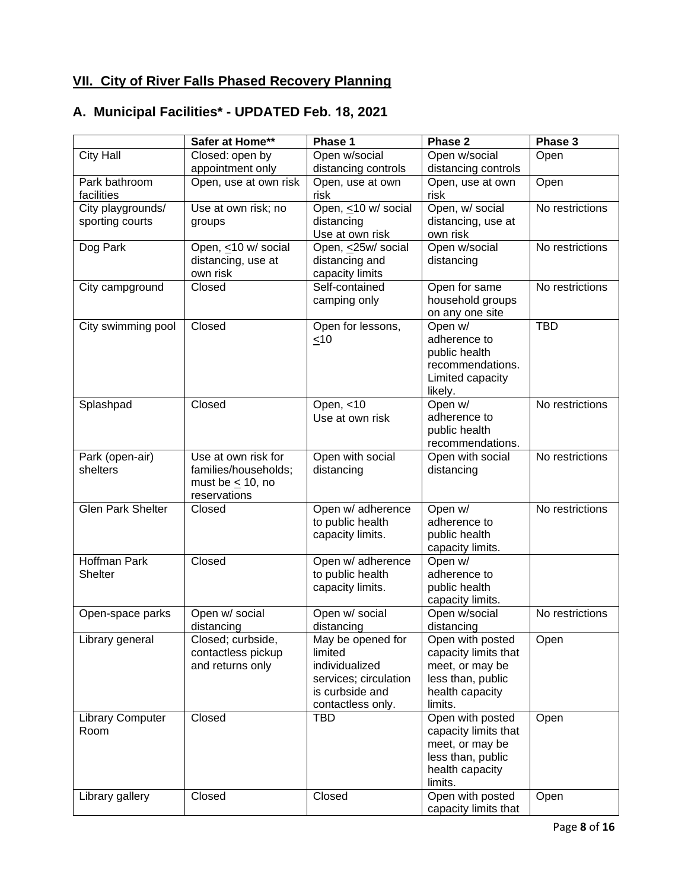## VII. City of River Falls Phased Recovery Planning

### A. Municipal Facilities* - UPDATED Feb. 18, 2021

| | Safer at Home** | Phase 1 | Phase 2 | Phase 3 |
|---|---|---|---|---|
| City Hall | Closed: open by appointment only | Open w/social distancing controls | Open w/social distancing controls | Open |
| Park bathroom facilities | Open, use at own risk | Open, use at own risk | Open, use at own risk | Open |
| City playgrounds/ sporting courts | Use at own risk; no groups | Open, ≤10 w/ social distancing Use at own risk | Open, w/ social distancing, use at own risk | No restrictions |
| Dog Park | Open, ≤10 w/ social distancing, use at own risk | Open, ≤25w/ social distancing and capacity limits | Open w/social distancing | No restrictions |
| City campground | Closed | Self-contained camping only | Open for same household groups on any one site | No restrictions |
| City swimming pool | Closed | Open for lessons, ≤10 | Open w/ adherence to public health recommendations. Limited capacity likely. | TBD |
| Splashpad | Closed | Open, <10 Use at own risk | Open w/ adherence to public health recommendations. | No restrictions |
| Park (open-air) shelters | Use at own risk for families/households; must be ≤ 10, no reservations | Open with social distancing | Open with social distancing | No restrictions |
| Glen Park Shelter | Closed | Open w/ adherence to public health capacity limits. | Open w/ adherence to public health capacity limits. | No restrictions |
| Hoffman Park Shelter | Closed | Open w/ adherence to public health capacity limits. | Open w/ adherence to public health capacity limits. | |
| Open-space parks | Open w/ social distancing | Open w/ social distancing | Open w/social distancing | No restrictions |
| Library general | Closed; curbside, contactless pickup and returns only | May be opened for limited individualized services; circulation is curbside and contactless only. | Open with posted capacity limits that meet, or may be less than, public health capacity limits. | Open |
| Library Computer Room | Closed | TBD | Open with posted capacity limits that meet, or may be less than, public health capacity limits. | Open |
| Library gallery | Closed | Closed | Open with posted capacity limits that | Open |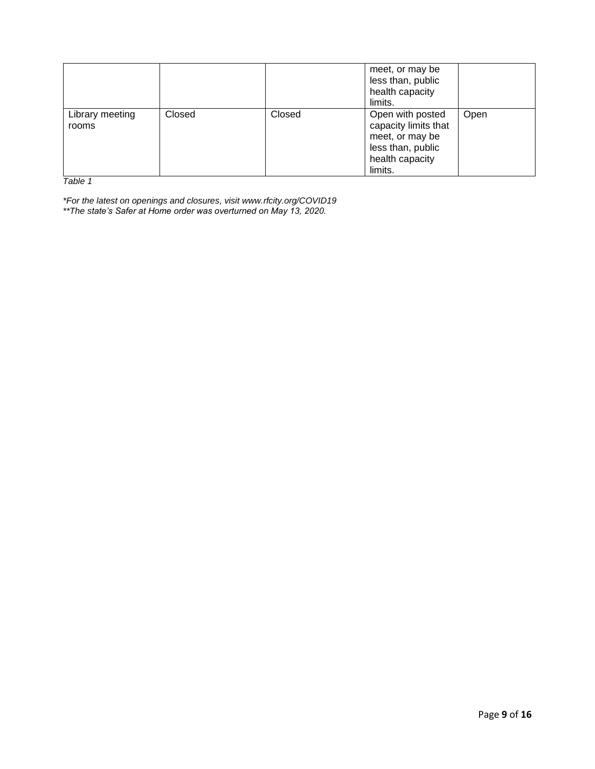| | | | | |
|---|---|---|---|---|
| | | | meet, or may be less than, public health capacity limits. | |
| Library meeting rooms | Closed | Closed | Open with posted capacity limits that meet, or may be less than, public health capacity limits. | Open |

*Table 1*

*\*For the latest on openings and closures, visit www.rfcity.org/COVID19*
*\*\*The state's Safer at Home order was overturned on May 13, 2020.*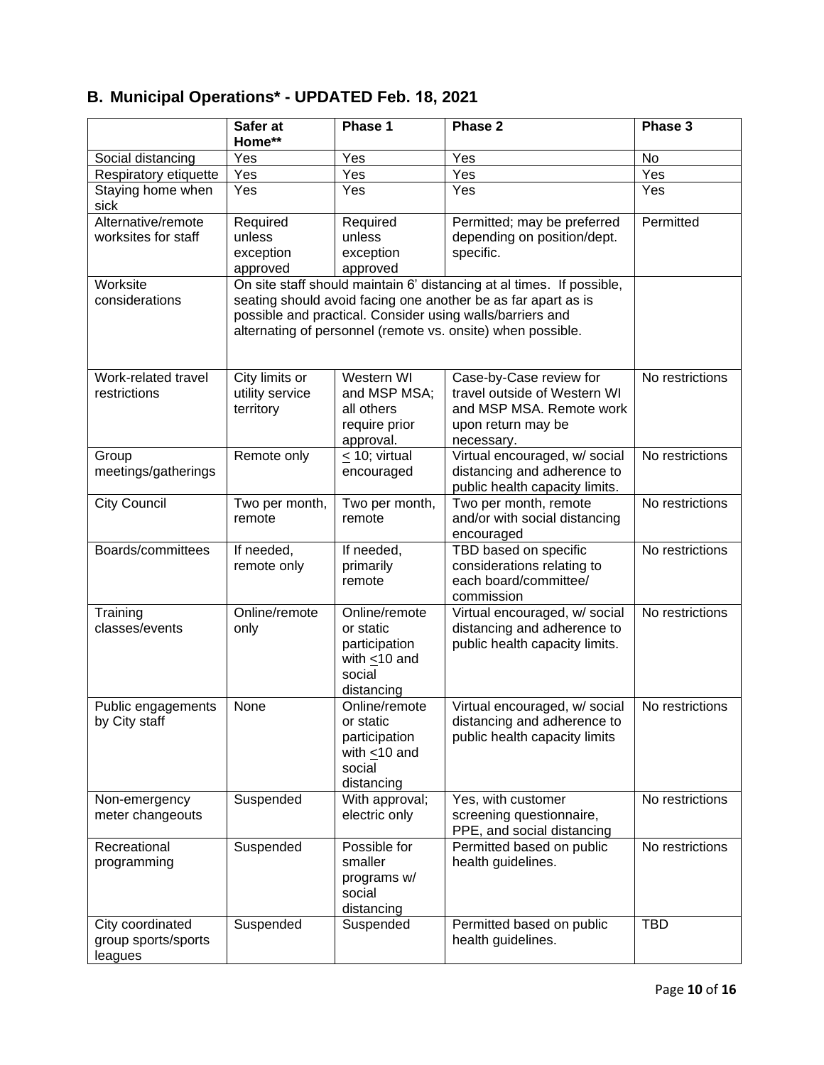## B. Municipal Operations* - UPDATED Feb. 18, 2021

| | Safer at Home** | Phase 1 | Phase 2 | Phase 3 |
|---|---|---|---|---|
| Social distancing | Yes | Yes | Yes | No |
| Respiratory etiquette | Yes | Yes | Yes | Yes |
| Staying home when sick | Yes | Yes | Yes | Yes |
| Alternative/remote worksites for staff | Required unless exception approved | Required unless exception approved | Permitted; may be preferred depending on position/dept. specific. | Permitted |
| Worksite considerations | On site staff should maintain 6' distancing at al times. If possible, seating should avoid facing one another be as far apart as is possible and practical. Consider using walls/barriers and alternating of personnel (remote vs. onsite) when possible. | | | |
| Work-related travel restrictions | City limits or utility service territory | Western WI and MSP MSA; all others require prior approval. | Case-by-Case review for travel outside of Western WI and MSP MSA. Remote work upon return may be necessary. | No restrictions |
| Group meetings/gatherings | Remote only | $\leq$ 10; virtual encouraged | Virtual encouraged, w/ social distancing and adherence to public health capacity limits. | No restrictions |
| City Council | Two per month, remote | Two per month, remote | Two per month, remote and/or with social distancing encouraged | No restrictions |
| Boards/committees | If needed, remote only | If needed, primarily remote | TBD based on specific considerations relating to each board/committee/ commission | No restrictions |
| Training classes/events | Online/remote only | Online/remote or static participation with $\leq$10 and social distancing | Virtual encouraged, w/ social distancing and adherence to public health capacity limits. | No restrictions |
| Public engagements by City staff | None | Online/remote or static participation with $\leq$10 and social distancing | Virtual encouraged, w/ social distancing and adherence to public health capacity limits | No restrictions |
| Non-emergency meter changeouts | Suspended | With approval; electric only | Yes, with customer screening questionnaire, PPE, and social distancing | No restrictions |
| Recreational programming | Suspended | Possible for smaller programs w/ social distancing | Permitted based on public health guidelines. | No restrictions |
| City coordinated group sports/sports leagues | Suspended | Suspended | Permitted based on public health guidelines. | TBD |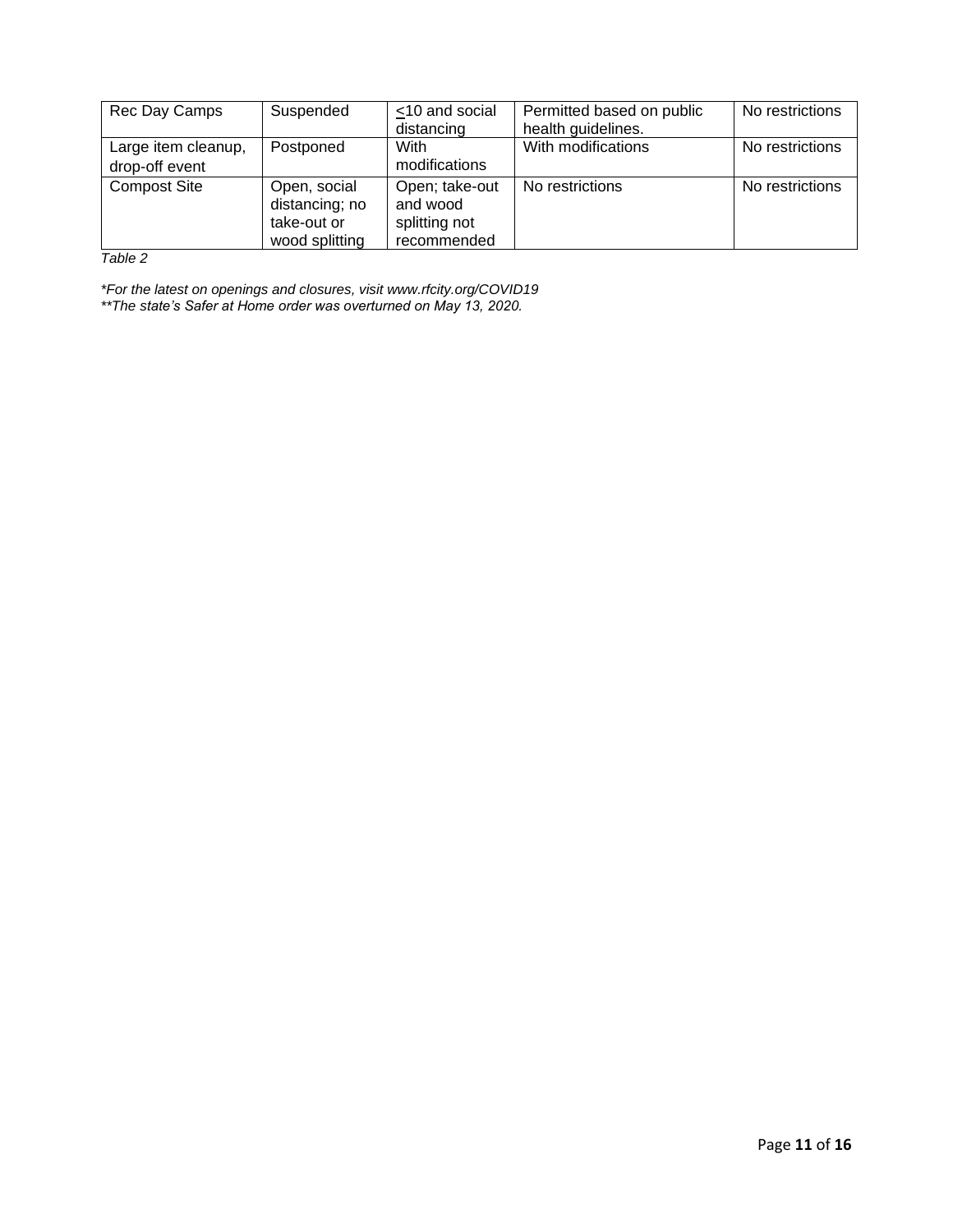| Rec Day Camps | Suspended | ≤10 and social distancing | Permitted based on public health guidelines. | No restrictions |
|---|---|---|---|---|
| Large item cleanup, drop-off event | Postponed | With modifications | With modifications | No restrictions |
| Compost Site | Open, social distancing; no take-out or wood splitting | Open; take-out and wood splitting not recommended | No restrictions | No restrictions |

*Table 2*

**For the latest on openings and closures, visit www.rfcity.org/COVID19*
***The state's Safer at Home order was overturned on May 13, 2020.*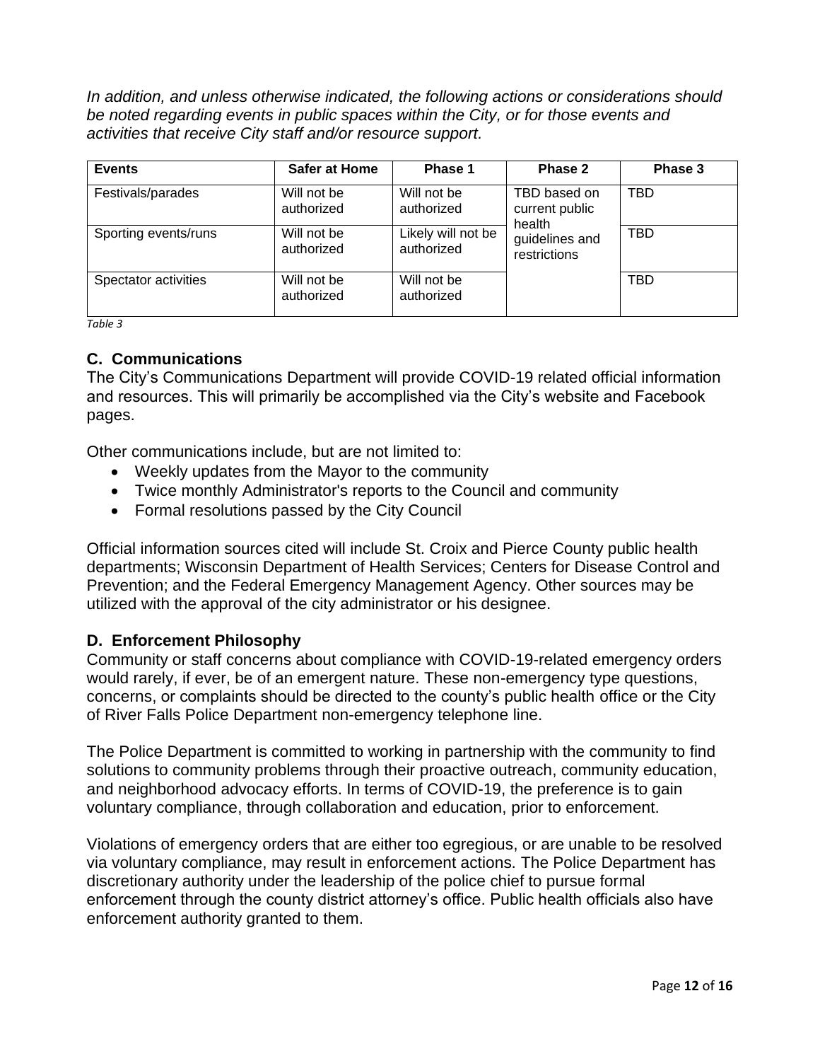*In addition, and unless otherwise indicated, the following actions or considerations should be noted regarding events in public spaces within the City, or for those events and activities that receive City staff and/or resource support.*

| Events | Safer at Home | Phase 1 | Phase 2 | Phase 3 |
|---|---|---|---|---|
| Festivals/parades | Will not be authorized | Will not be authorized | TBD based on current public health guidelines and restrictions | TBD |
| Sporting events/runs | Will not be authorized | Likely will not be authorized | | TBD |
| Spectator activities | Will not be authorized | Will not be authorized | | TBD |

*Table 3*

## C. Communications

The City's Communications Department will provide COVID-19 related official information and resources. This will primarily be accomplished via the City's website and Facebook pages.

Other communications include, but are not limited to:

- Weekly updates from the Mayor to the community
- Twice monthly Administrator's reports to the Council and community
- Formal resolutions passed by the City Council

Official information sources cited will include St. Croix and Pierce County public health departments; Wisconsin Department of Health Services; Centers for Disease Control and Prevention; and the Federal Emergency Management Agency. Other sources may be utilized with the approval of the city administrator or his designee.

## D. Enforcement Philosophy

Community or staff concerns about compliance with COVID-19-related emergency orders would rarely, if ever, be of an emergent nature. These non-emergency type questions, concerns, or complaints should be directed to the county's public health office or the City of River Falls Police Department non-emergency telephone line.

The Police Department is committed to working in partnership with the community to find solutions to community problems through their proactive outreach, community education, and neighborhood advocacy efforts. In terms of COVID-19, the preference is to gain voluntary compliance, through collaboration and education, prior to enforcement.

Violations of emergency orders that are either too egregious, or are unable to be resolved via voluntary compliance, may result in enforcement actions. The Police Department has discretionary authority under the leadership of the police chief to pursue formal enforcement through the county district attorney's office. Public health officials also have enforcement authority granted to them.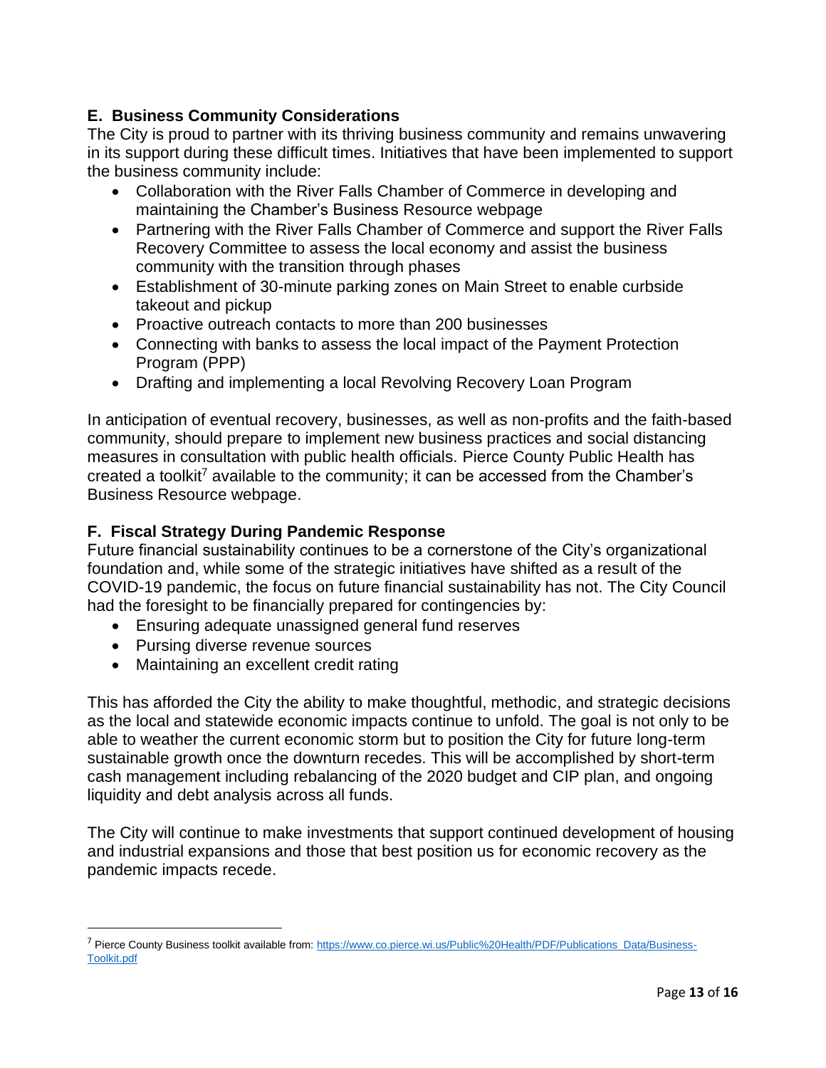## E. Business Community Considerations

The City is proud to partner with its thriving business community and remains unwavering in its support during these difficult times. Initiatives that have been implemented to support the business community include:

- Collaboration with the River Falls Chamber of Commerce in developing and maintaining the Chamber's Business Resource webpage
- Partnering with the River Falls Chamber of Commerce and support the River Falls Recovery Committee to assess the local economy and assist the business community with the transition through phases
- Establishment of 30-minute parking zones on Main Street to enable curbside takeout and pickup
- Proactive outreach contacts to more than 200 businesses
- Connecting with banks to assess the local impact of the Payment Protection Program (PPP)
- Drafting and implementing a local Revolving Recovery Loan Program

In anticipation of eventual recovery, businesses, as well as non-profits and the faith-based community, should prepare to implement new business practices and social distancing measures in consultation with public health officials. Pierce County Public Health has created a toolkit[7] available to the community; it can be accessed from the Chamber's Business Resource webpage.

## F. Fiscal Strategy During Pandemic Response

Future financial sustainability continues to be a cornerstone of the City's organizational foundation and, while some of the strategic initiatives have shifted as a result of the COVID-19 pandemic, the focus on future financial sustainability has not. The City Council had the foresight to be financially prepared for contingencies by:

- Ensuring adequate unassigned general fund reserves
- Pursing diverse revenue sources
- Maintaining an excellent credit rating

This has afforded the City the ability to make thoughtful, methodic, and strategic decisions as the local and statewide economic impacts continue to unfold. The goal is not only to be able to weather the current economic storm but to position the City for future long-term sustainable growth once the downturn recedes. This will be accomplished by short-term cash management including rebalancing of the 2020 budget and CIP plan, and ongoing liquidity and debt analysis across all funds.

The City will continue to make investments that support continued development of housing and industrial expansions and those that best position us for economic recovery as the pandemic impacts recede.

---

[7] Pierce County Business toolkit available from: https://www.co.pierce.wi.us/Public%20Health/PDF/Publications_Data/Business-Toolkit.pdf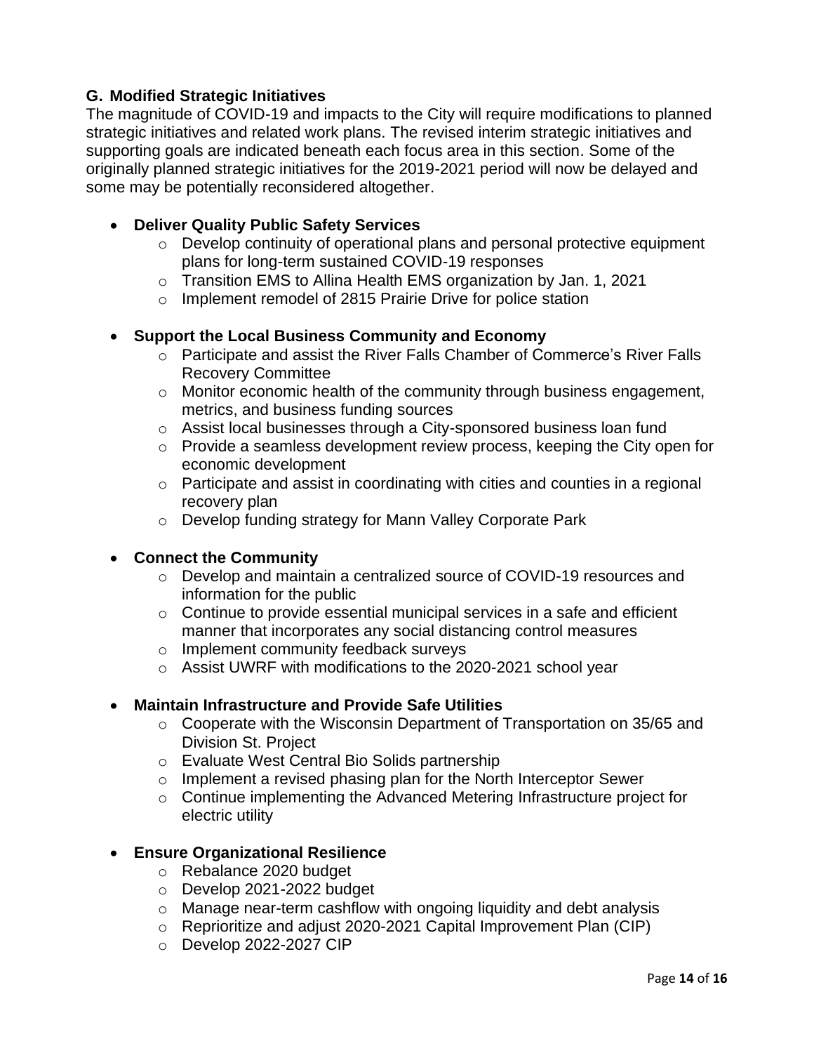## G. Modified Strategic Initiatives

The magnitude of COVID-19 and impacts to the City will require modifications to planned strategic initiatives and related work plans. The revised interim strategic initiatives and supporting goals are indicated beneath each focus area in this section. Some of the originally planned strategic initiatives for the 2019-2021 period will now be delayed and some may be potentially reconsidered altogether.

- **Deliver Quality Public Safety Services**
  - Develop continuity of operational plans and personal protective equipment plans for long-term sustained COVID-19 responses
  - Transition EMS to Allina Health EMS organization by Jan. 1, 2021
  - Implement remodel of 2815 Prairie Drive for police station

- **Support the Local Business Community and Economy**
  - Participate and assist the River Falls Chamber of Commerce's River Falls Recovery Committee
  - Monitor economic health of the community through business engagement, metrics, and business funding sources
  - Assist local businesses through a City-sponsored business loan fund
  - Provide a seamless development review process, keeping the City open for economic development
  - Participate and assist in coordinating with cities and counties in a regional recovery plan
  - Develop funding strategy for Mann Valley Corporate Park

- **Connect the Community**
  - Develop and maintain a centralized source of COVID-19 resources and information for the public
  - Continue to provide essential municipal services in a safe and efficient manner that incorporates any social distancing control measures
  - Implement community feedback surveys
  - Assist UWRF with modifications to the 2020-2021 school year

- **Maintain Infrastructure and Provide Safe Utilities**
  - Cooperate with the Wisconsin Department of Transportation on 35/65 and Division St. Project
  - Evaluate West Central Bio Solids partnership
  - Implement a revised phasing plan for the North Interceptor Sewer
  - Continue implementing the Advanced Metering Infrastructure project for electric utility

- **Ensure Organizational Resilience**
  - Rebalance 2020 budget
  - Develop 2021-2022 budget
  - Manage near-term cashflow with ongoing liquidity and debt analysis
  - Reprioritize and adjust 2020-2021 Capital Improvement Plan (CIP)
  - Develop 2022-2027 CIP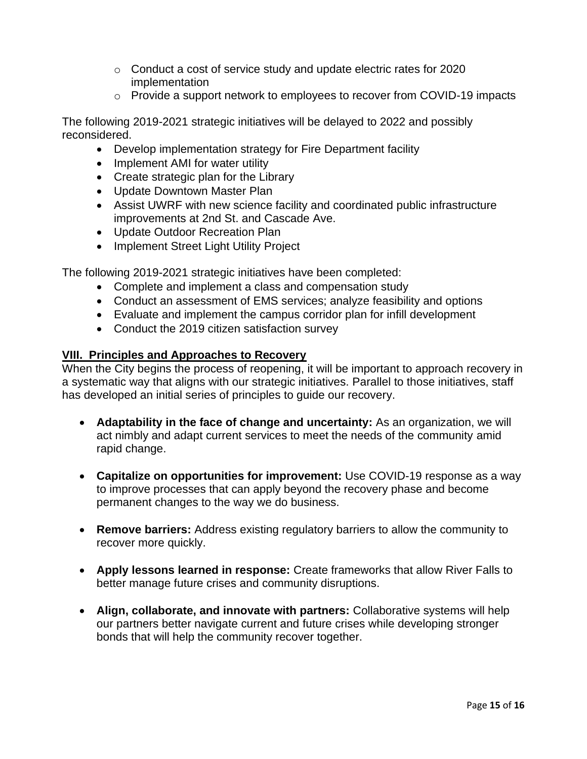- Conduct a cost of service study and update electric rates for 2020 implementation
  - Provide a support network to employees to recover from COVID-19 impacts

The following 2019-2021 strategic initiatives will be delayed to 2022 and possibly reconsidered.

- Develop implementation strategy for Fire Department facility
- Implement AMI for water utility
- Create strategic plan for the Library
- Update Downtown Master Plan
- Assist UWRF with new science facility and coordinated public infrastructure improvements at 2nd St. and Cascade Ave.
- Update Outdoor Recreation Plan
- Implement Street Light Utility Project

The following 2019-2021 strategic initiatives have been completed:

- Complete and implement a class and compensation study
- Conduct an assessment of EMS services; analyze feasibility and options
- Evaluate and implement the campus corridor plan for infill development
- Conduct the 2019 citizen satisfaction survey

## VIII. Principles and Approaches to Recovery

When the City begins the process of reopening, it will be important to approach recovery in a systematic way that aligns with our strategic initiatives. Parallel to those initiatives, staff has developed an initial series of principles to guide our recovery.

- **Adaptability in the face of change and uncertainty:** As an organization, we will act nimbly and adapt current services to meet the needs of the community amid rapid change.

- **Capitalize on opportunities for improvement:** Use COVID-19 response as a way to improve processes that can apply beyond the recovery phase and become permanent changes to the way we do business.

- **Remove barriers:** Address existing regulatory barriers to allow the community to recover more quickly.

- **Apply lessons learned in response:** Create frameworks that allow River Falls to better manage future crises and community disruptions.

- **Align, collaborate, and innovate with partners:** Collaborative systems will help our partners better navigate current and future crises while developing stronger bonds that will help the community recover together.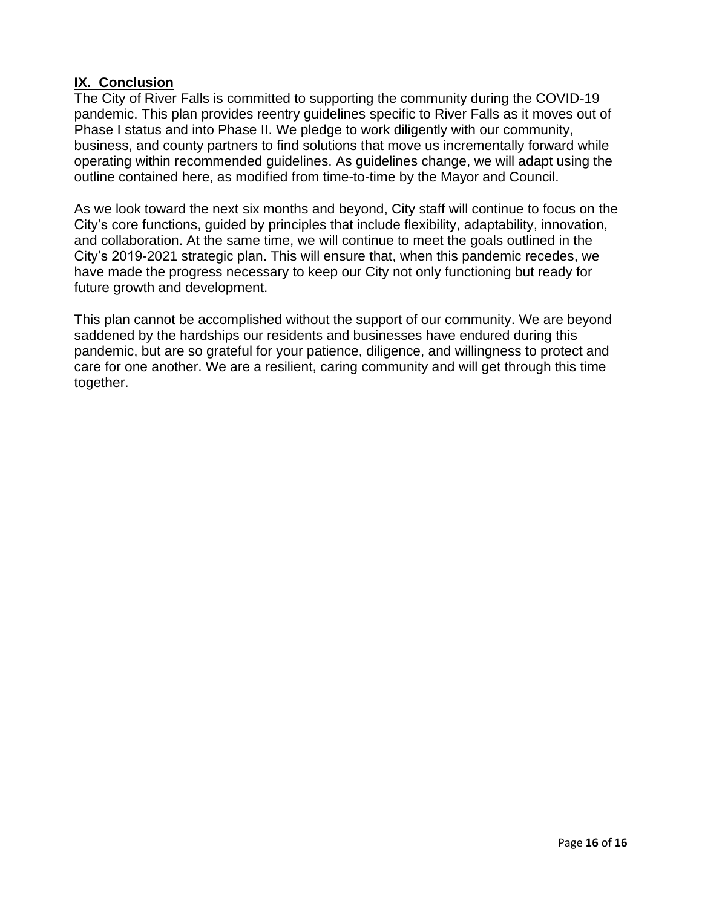## IX. Conclusion

The City of River Falls is committed to supporting the community during the COVID-19 pandemic. This plan provides reentry guidelines specific to River Falls as it moves out of Phase I status and into Phase II. We pledge to work diligently with our community, business, and county partners to find solutions that move us incrementally forward while operating within recommended guidelines. As guidelines change, we will adapt using the outline contained here, as modified from time-to-time by the Mayor and Council.

As we look toward the next six months and beyond, City staff will continue to focus on the City's core functions, guided by principles that include flexibility, adaptability, innovation, and collaboration. At the same time, we will continue to meet the goals outlined in the City's 2019-2021 strategic plan. This will ensure that, when this pandemic recedes, we have made the progress necessary to keep our City not only functioning but ready for future growth and development.

This plan cannot be accomplished without the support of our community. We are beyond saddened by the hardships our residents and businesses have endured during this pandemic, but are so grateful for your patience, diligence, and willingness to protect and care for one another. We are a resilient, caring community and will get through this time together.